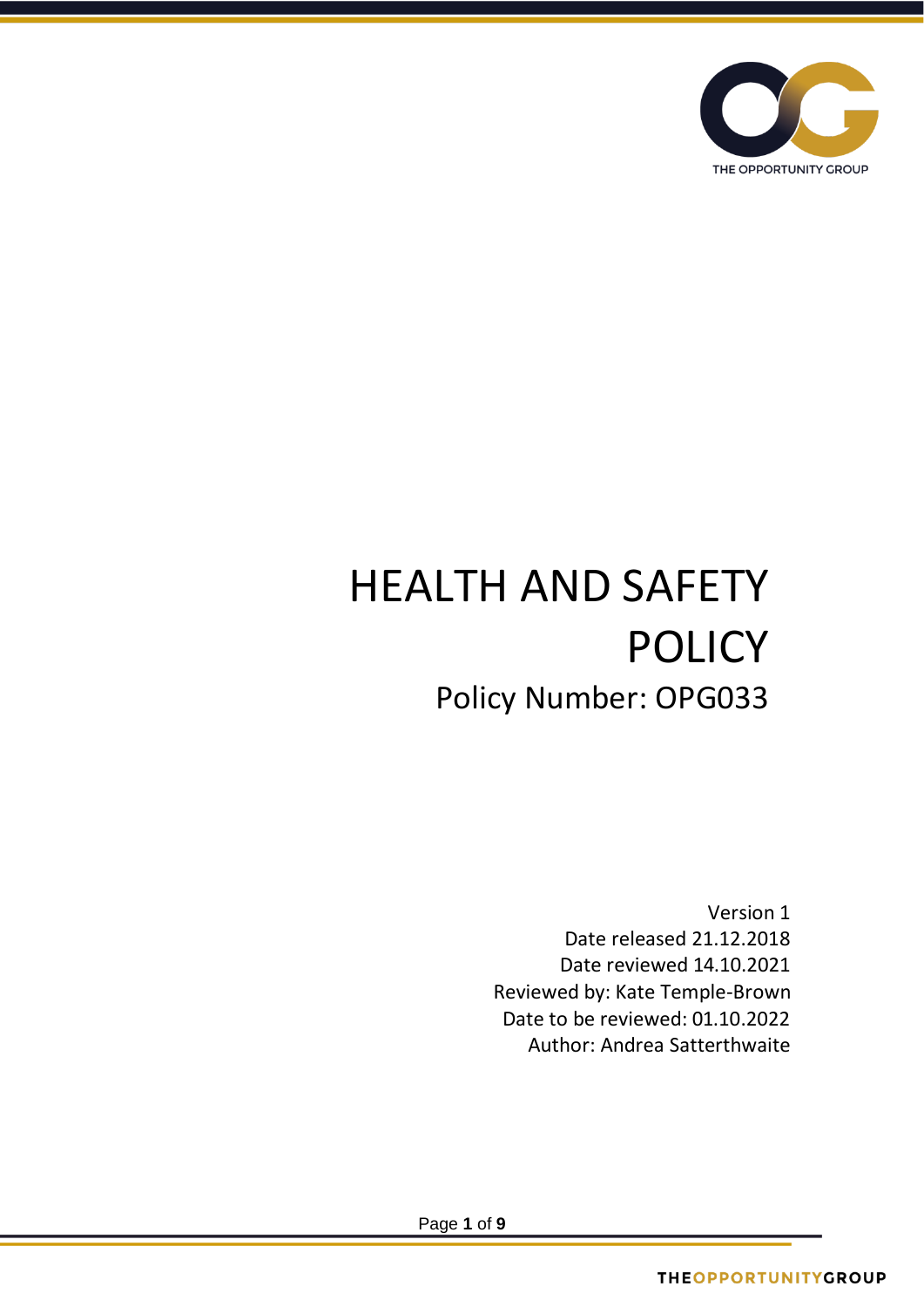# HEALTH AND SAFETY POLICY

## Policy Number: OPG033

Version 1
Date released 21.12.2018
Date reviewed 14.10.2021
Reviewed by: Kate Temple-Brown
Date to be reviewed: 01.10.2022
Author: Andrea Satterthwaite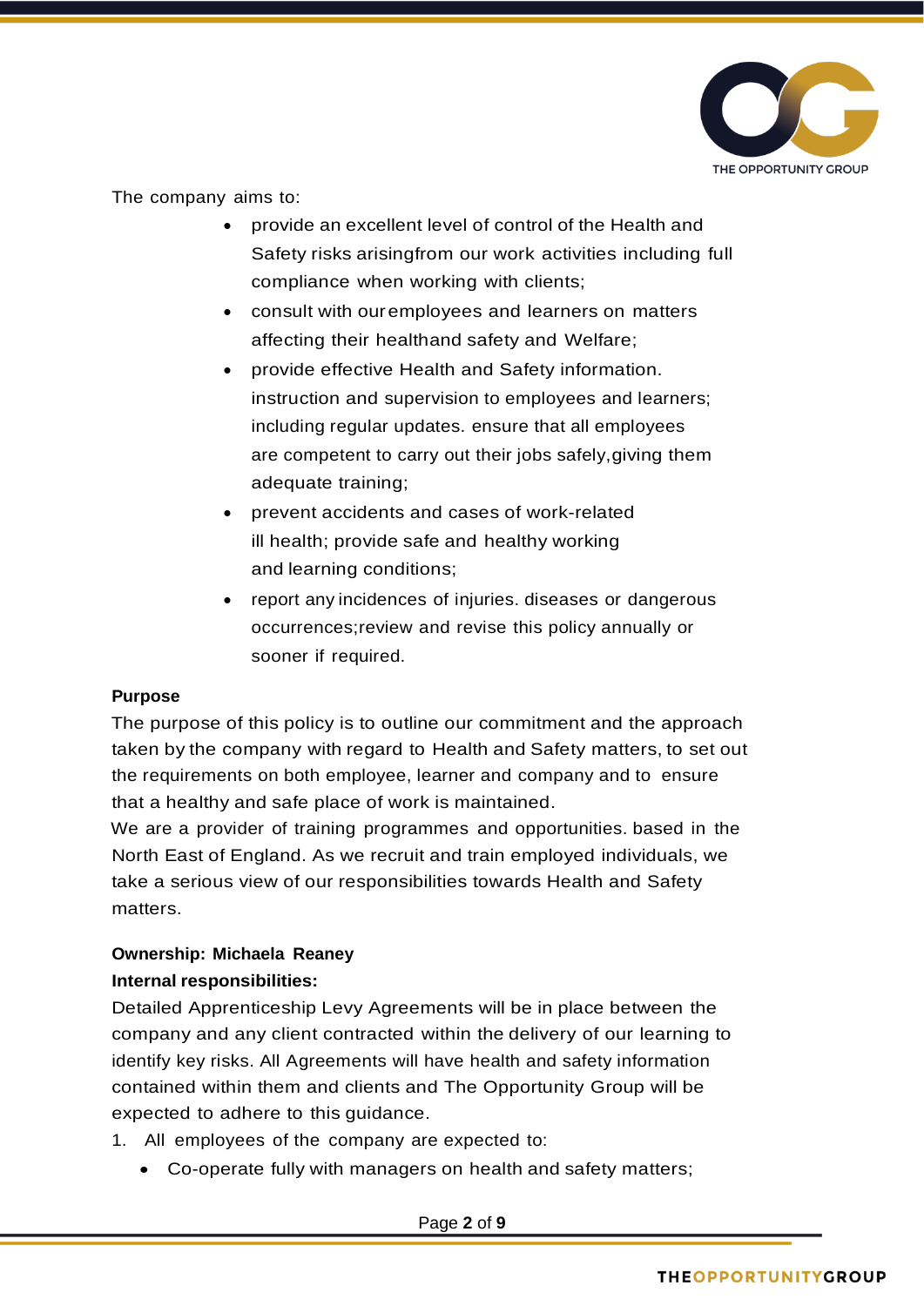The company aims to:

- provide an excellent level of control of the Health and Safety risks arisingfrom our work activities including full compliance when working with clients;
- consult with our employees and learners on matters affecting their healthand safety and Welfare;
- provide effective Health and Safety information. instruction and supervision to employees and learners; including regular updates. ensure that all employees are competent to carry out their jobs safely,giving them adequate training;
- prevent accidents and cases of work-related ill health; provide safe and healthy working and learning conditions;
- report any incidences of injuries. diseases or dangerous occurrences;review and revise this policy annually or sooner if required.

**Purpose**

The purpose of this policy is to outline our commitment and the approach taken by the company with regard to Health and Safety matters, to set out the requirements on both employee, learner and company and to ensure that a healthy and safe place of work is maintained.

We are a provider of training programmes and opportunities. based in the North East of England. As we recruit and train employed individuals, we take a serious view of our responsibilities towards Health and Safety matters.

**Ownership: Michaela Reaney**

**Internal responsibilities:**

Detailed Apprenticeship Levy Agreements will be in place between the company and any client contracted within the delivery of our learning to identify key risks. All Agreements will have health and safety information contained within them and clients and The Opportunity Group will be expected to adhere to this guidance.

1. All employees of the company are expected to:
    - Co-operate fully with managers on health and safety matters;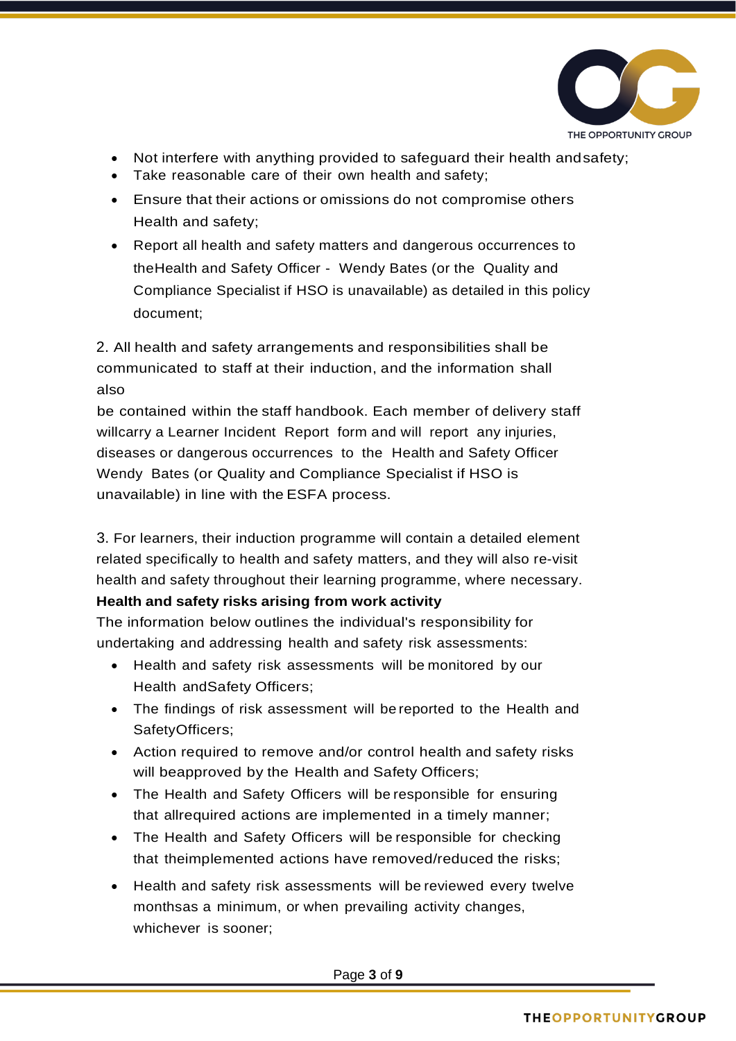- Not interfere with anything provided to safeguard their health and safety;
- Take reasonable care of their own health and safety;
- Ensure that their actions or omissions do not compromise others Health and safety;
- Report all health and safety matters and dangerous occurrences to the Health and Safety Officer - Wendy Bates (or the Quality and Compliance Specialist if HSO is unavailable) as detailed in this policy document;

2. All health and safety arrangements and responsibilities shall be communicated to staff at their induction, and the information shall also be contained within the staff handbook. Each member of delivery staff will carry a Learner Incident Report form and will report any injuries, diseases or dangerous occurrences to the Health and Safety Officer Wendy Bates (or Quality and Compliance Specialist if HSO is unavailable) in line with the ESFA process.

3. For learners, their induction programme will contain a detailed element related specifically to health and safety matters, and they will also re-visit health and safety throughout their learning programme, where necessary.

**Health and safety risks arising from work activity**

The information below outlines the individual's responsibility for undertaking and addressing health and safety risk assessments:

- Health and safety risk assessments will be monitored by our Health and Safety Officers;
- The findings of risk assessment will be reported to the Health and Safety Officers;
- Action required to remove and/or control health and safety risks will be approved by the Health and Safety Officers;
- The Health and Safety Officers will be responsible for ensuring that all required actions are implemented in a timely manner;
- The Health and Safety Officers will be responsible for checking that the implemented actions have removed/reduced the risks;
- Health and safety risk assessments will be reviewed every twelve months as a minimum, or when prevailing activity changes, whichever is sooner;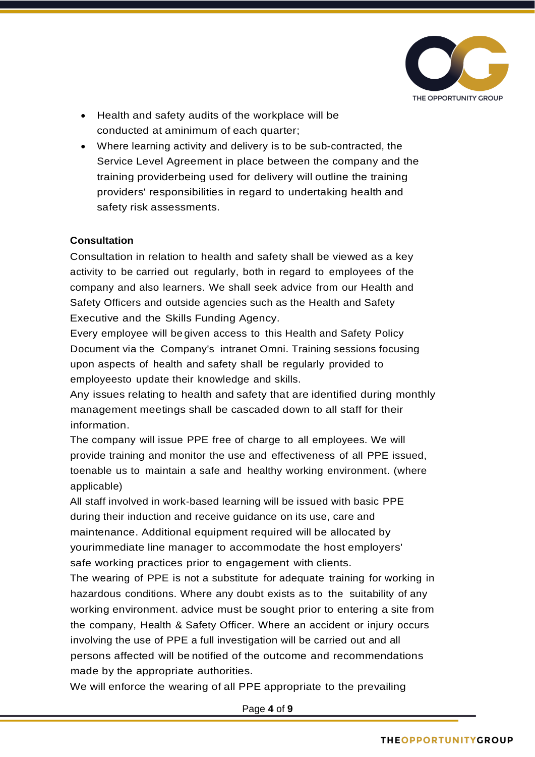- Health and safety audits of the workplace will be conducted at aminimum of each quarter;
- Where learning activity and delivery is to be sub-contracted, the Service Level Agreement in place between the company and the training providerbeing used for delivery will outline the training providers' responsibilities in regard to undertaking health and safety risk assessments.

**Consultation**

Consultation in relation to health and safety shall be viewed as a key activity to be carried out regularly, both in regard to employees of the company and also learners. We shall seek advice from our Health and Safety Officers and outside agencies such as the Health and Safety Executive and the Skills Funding Agency.

Every employee will be given access to this Health and Safety Policy Document via the Company's intranet Omni. Training sessions focusing upon aspects of health and safety shall be regularly provided to employeesto update their knowledge and skills.

Any issues relating to health and safety that are identified during monthly management meetings shall be cascaded down to all staff for their information.

The company will issue PPE free of charge to all employees. We will provide training and monitor the use and effectiveness of all PPE issued, toenable us to maintain a safe and healthy working environment. (where applicable)

All staff involved in work-based learning will be issued with basic PPE during their induction and receive guidance on its use, care and maintenance. Additional equipment required will be allocated by yourimmediate line manager to accommodate the host employers' safe working practices prior to engagement with clients.

The wearing of PPE is not a substitute for adequate training for working in hazardous conditions. Where any doubt exists as to the suitability of any working environment. advice must be sought prior to entering a site from the company, Health & Safety Officer. Where an accident or injury occurs involving the use of PPE a full investigation will be carried out and all persons affected will be notified of the outcome and recommendations made by the appropriate authorities.

We will enforce the wearing of all PPE appropriate to the prevailing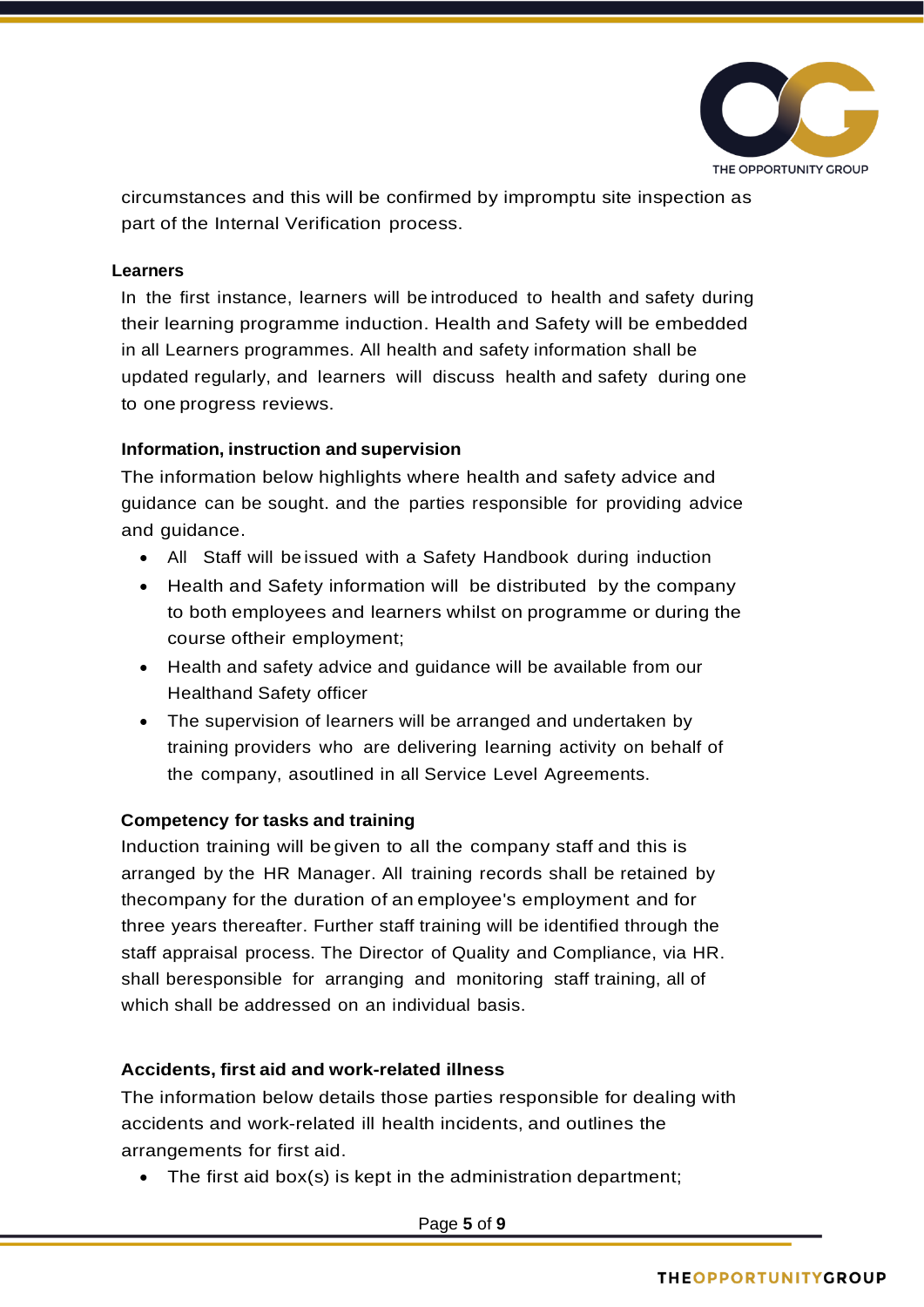circumstances and this will be confirmed by impromptu site inspection as part of the Internal Verification process.

**Learners**

In the first instance, learners will be introduced to health and safety during their learning programme induction. Health and Safety will be embedded in all Learners programmes. All health and safety information shall be updated regularly, and learners will discuss health and safety during one to one progress reviews.

**Information, instruction and supervision**

The information below highlights where health and safety advice and guidance can be sought. and the parties responsible for providing advice and guidance.

- All Staff will be issued with a Safety Handbook during induction
- Health and Safety information will be distributed by the company to both employees and learners whilst on programme or during the course oftheir employment;
- Health and safety advice and guidance will be available from our Healthand Safety officer
- The supervision of learners will be arranged and undertaken by training providers who are delivering learning activity on behalf of the company, asoutlined in all Service Level Agreements.

**Competency for tasks and training**

Induction training will be given to all the company staff and this is arranged by the HR Manager. All training records shall be retained by thecompany for the duration of an employee's employment and for three years thereafter. Further staff training will be identified through the staff appraisal process. The Director of Quality and Compliance, via HR. shall beresponsible for arranging and monitoring staff training, all of which shall be addressed on an individual basis.

**Accidents, first aid and work-related illness**

The information below details those parties responsible for dealing with accidents and work-related ill health incidents, and outlines the arrangements for first aid.

- The first aid box(s) is kept in the administration department;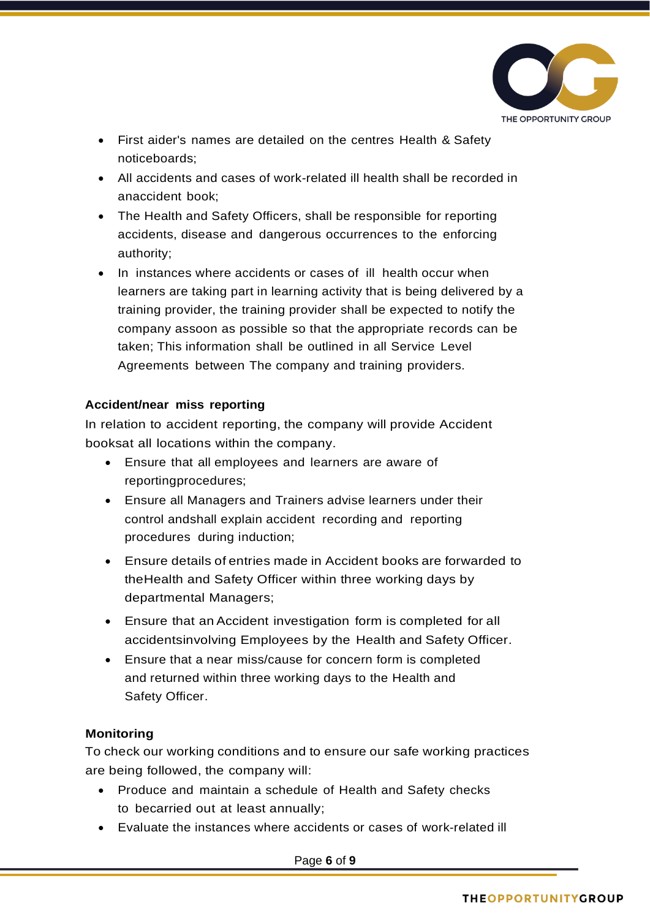- First aider's names are detailed on the centres Health & Safety noticeboards;
- All accidents and cases of work-related ill health shall be recorded in anaccident book;
- The Health and Safety Officers, shall be responsible for reporting accidents, disease and dangerous occurrences to the enforcing authority;
- In instances where accidents or cases of ill health occur when learners are taking part in learning activity that is being delivered by a training provider, the training provider shall be expected to notify the company assoon as possible so that the appropriate records can be taken; This information shall be outlined in all Service Level Agreements between The company and training providers.

**Accident/near miss reporting**

In relation to accident reporting, the company will provide Accident booksat all locations within the company.

- Ensure that all employees and learners are aware of reportingprocedures;
- Ensure all Managers and Trainers advise learners under their control andshall explain accident recording and reporting procedures during induction;
- Ensure details of entries made in Accident books are forwarded to theHealth and Safety Officer within three working days by departmental Managers;
- Ensure that an Accident investigation form is completed for all accidentsinvolving Employees by the Health and Safety Officer.
- Ensure that a near miss/cause for concern form is completed and returned within three working days to the Health and Safety Officer.

**Monitoring**

To check our working conditions and to ensure our safe working practices are being followed, the company will:

- Produce and maintain a schedule of Health and Safety checks to becarried out at least annually;
- Evaluate the instances where accidents or cases of work-related ill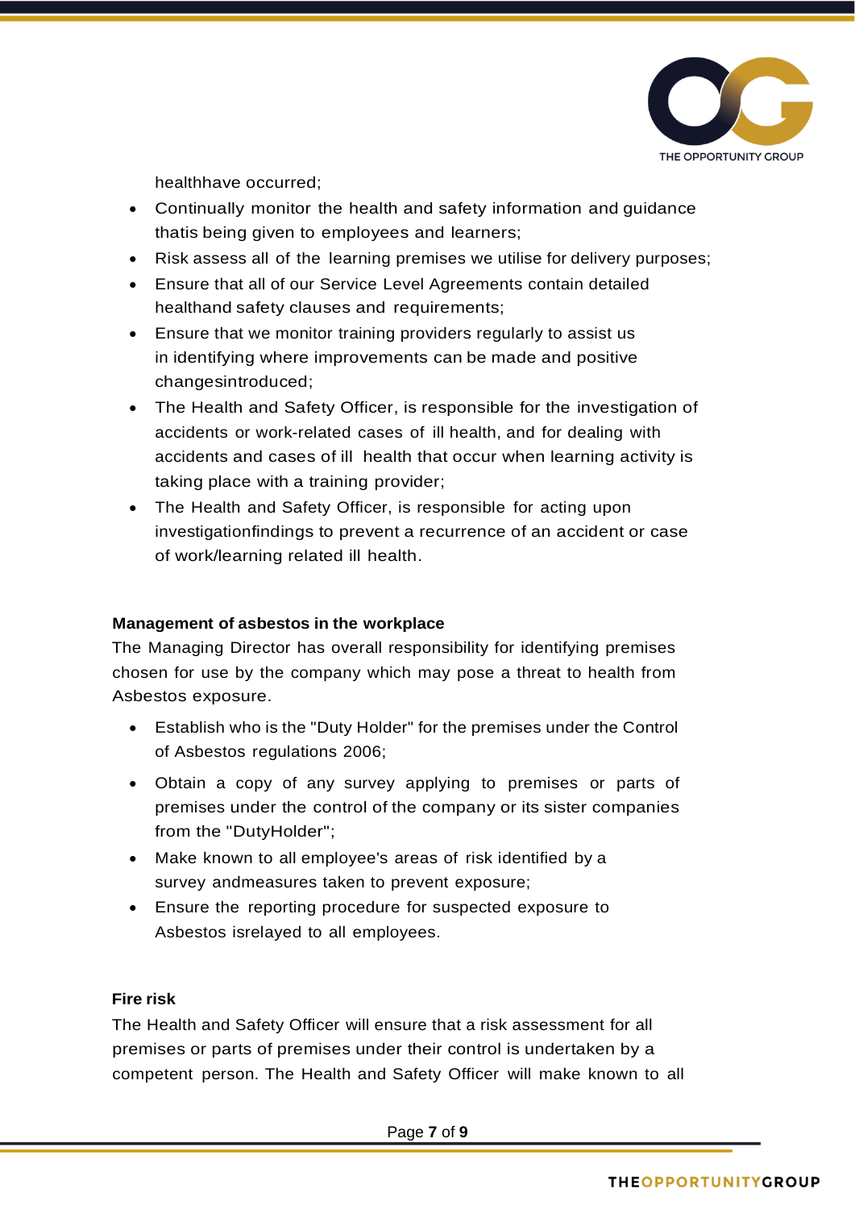healthhave occurred;

- Continually monitor the health and safety information and guidance thatis being given to employees and learners;
- Risk assess all of the learning premises we utilise for delivery purposes;
- Ensure that all of our Service Level Agreements contain detailed healthand safety clauses and requirements;
- Ensure that we monitor training providers regularly to assist us in identifying where improvements can be made and positive changesintroduced;
- The Health and Safety Officer, is responsible for the investigation of accidents or work-related cases of ill health, and for dealing with accidents and cases of ill health that occur when learning activity is taking place with a training provider;
- The Health and Safety Officer, is responsible for acting upon investigationfindings to prevent a recurrence of an accident or case of work/learning related ill health.

**Management of asbestos in the workplace**

The Managing Director has overall responsibility for identifying premises chosen for use by the company which may pose a threat to health from Asbestos exposure.

- Establish who is the "Duty Holder" for the premises under the Control of Asbestos regulations 2006;
- Obtain a copy of any survey applying to premises or parts of premises under the control of the company or its sister companies from the "DutyHolder";
- Make known to all employee's areas of risk identified by a survey andmeasures taken to prevent exposure;
- Ensure the reporting procedure for suspected exposure to Asbestos isrelayed to all employees.

**Fire risk**

The Health and Safety Officer will ensure that a risk assessment for all premises or parts of premises under their control is undertaken by a competent person. The Health and Safety Officer will make known to all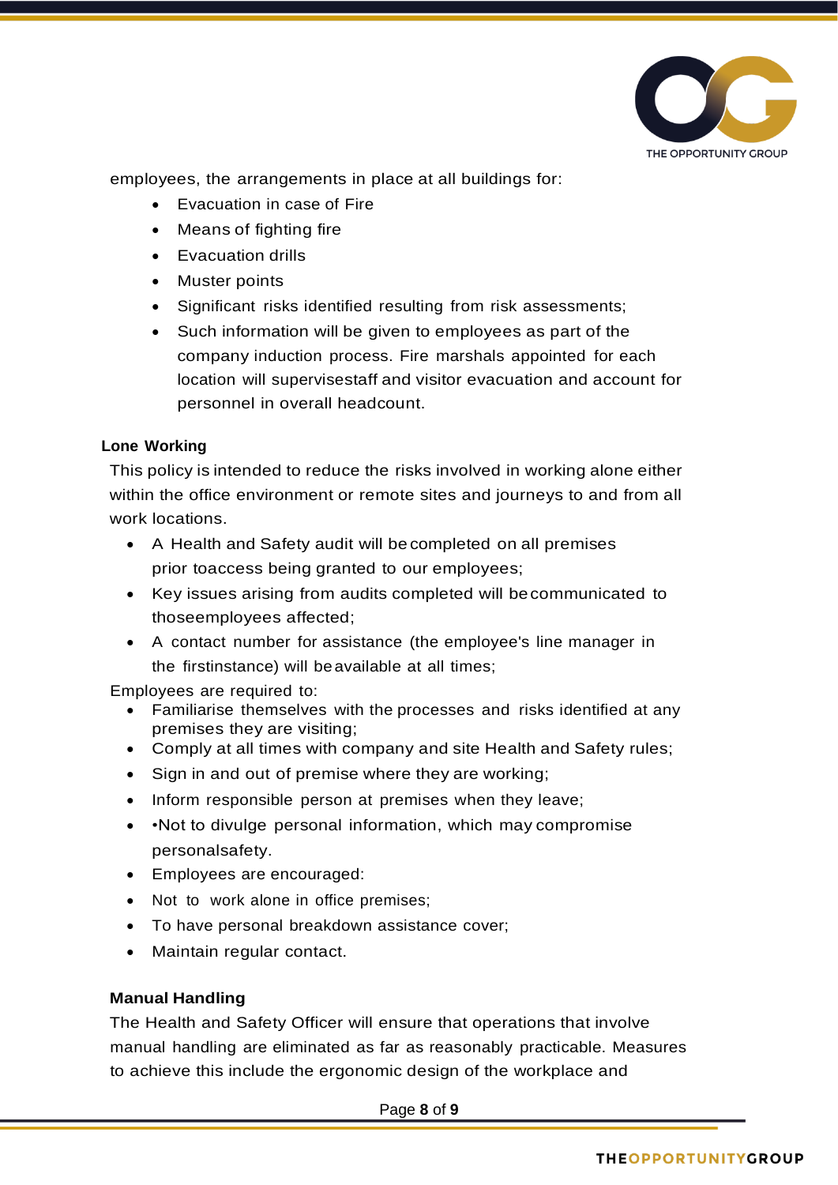employees, the arrangements in place at all buildings for:

- Evacuation in case of Fire
- Means of fighting fire
- Evacuation drills
- Muster points
- Significant risks identified resulting from risk assessments;
- Such information will be given to employees as part of the company induction process. Fire marshals appointed for each location will supervisestaff and visitor evacuation and account for personnel in overall headcount.

**Lone Working**

This policy is intended to reduce the risks involved in working alone either within the office environment or remote sites and journeys to and from all work locations.

- A Health and Safety audit will be completed on all premises prior toaccess being granted to our employees;
- Key issues arising from audits completed will be communicated to thoseemployees affected;
- A contact number for assistance (the employee's line manager in the firstinstance) will be available at all times;

Employees are required to:

- Familiarise themselves with the processes and risks identified at any premises they are visiting;
- Comply at all times with company and site Health and Safety rules;
- Sign in and out of premise where they are working;
- Inform responsible person at premises when they leave;
- •Not to divulge personal information, which may compromise personalsafety.
- Employees are encouraged:
- Not to work alone in office premises;
- To have personal breakdown assistance cover;
- Maintain regular contact.

**Manual Handling**

The Health and Safety Officer will ensure that operations that involve manual handling are eliminated as far as reasonably practicable. Measures to achieve this include the ergonomic design of the workplace and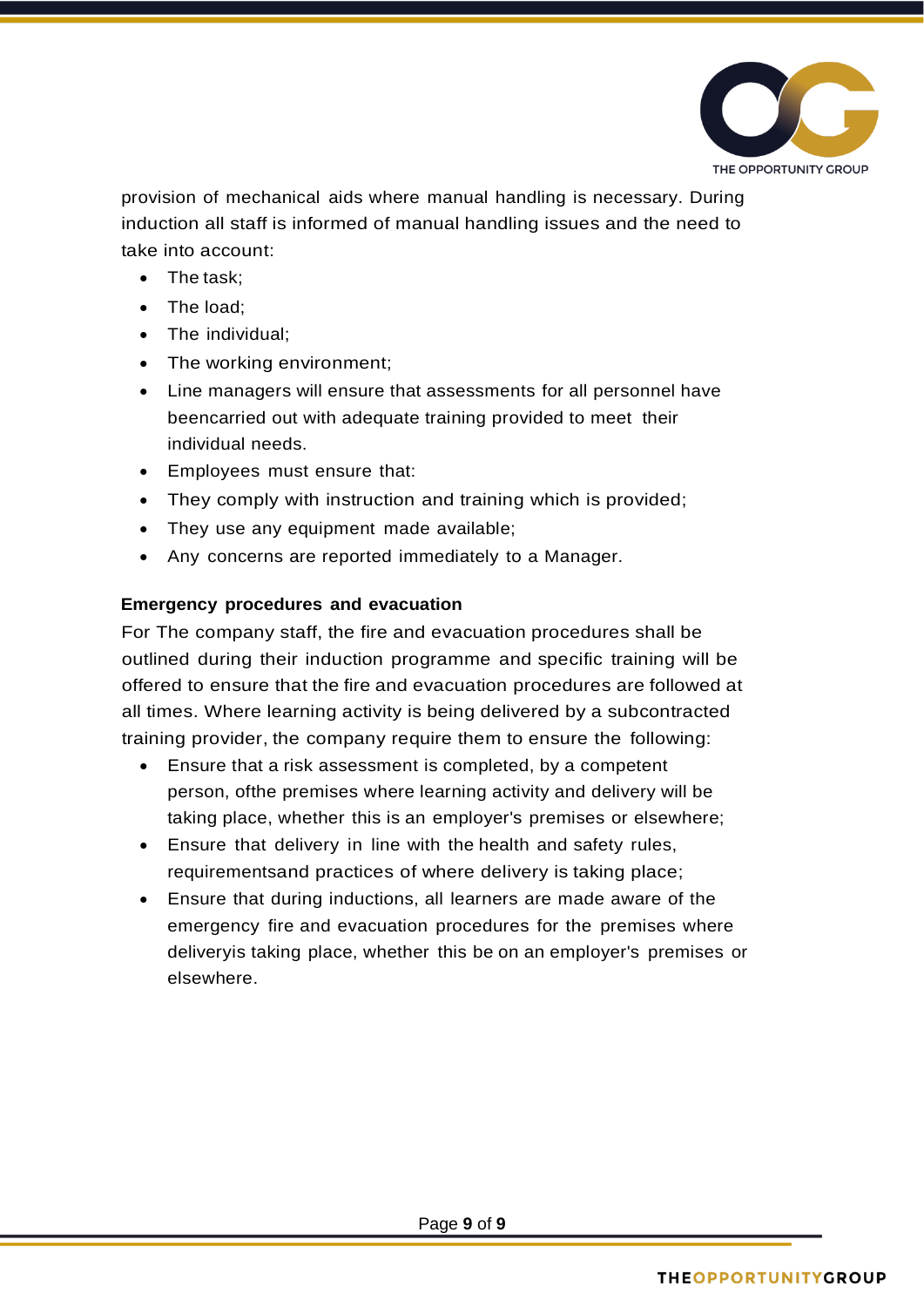provision of mechanical aids where manual handling is necessary. During induction all staff is informed of manual handling issues and the need to take into account:

- The task;
- The load;
- The individual;
- The working environment;
- Line managers will ensure that assessments for all personnel have beencarried out with adequate training provided to meet their individual needs.
- Employees must ensure that:
- They comply with instruction and training which is provided;
- They use any equipment made available;
- Any concerns are reported immediately to a Manager.

**Emergency procedures and evacuation**

For The company staff, the fire and evacuation procedures shall be outlined during their induction programme and specific training will be offered to ensure that the fire and evacuation procedures are followed at all times. Where learning activity is being delivered by a subcontracted training provider, the company require them to ensure the following:

- Ensure that a risk assessment is completed, by a competent person, ofthe premises where learning activity and delivery will be taking place, whether this is an employer's premises or elsewhere;
- Ensure that delivery in line with the health and safety rules, requirementsand practices of where delivery is taking place;
- Ensure that during inductions, all learners are made aware of the emergency fire and evacuation procedures for the premises where deliveryis taking place, whether this be on an employer's premises or elsewhere.